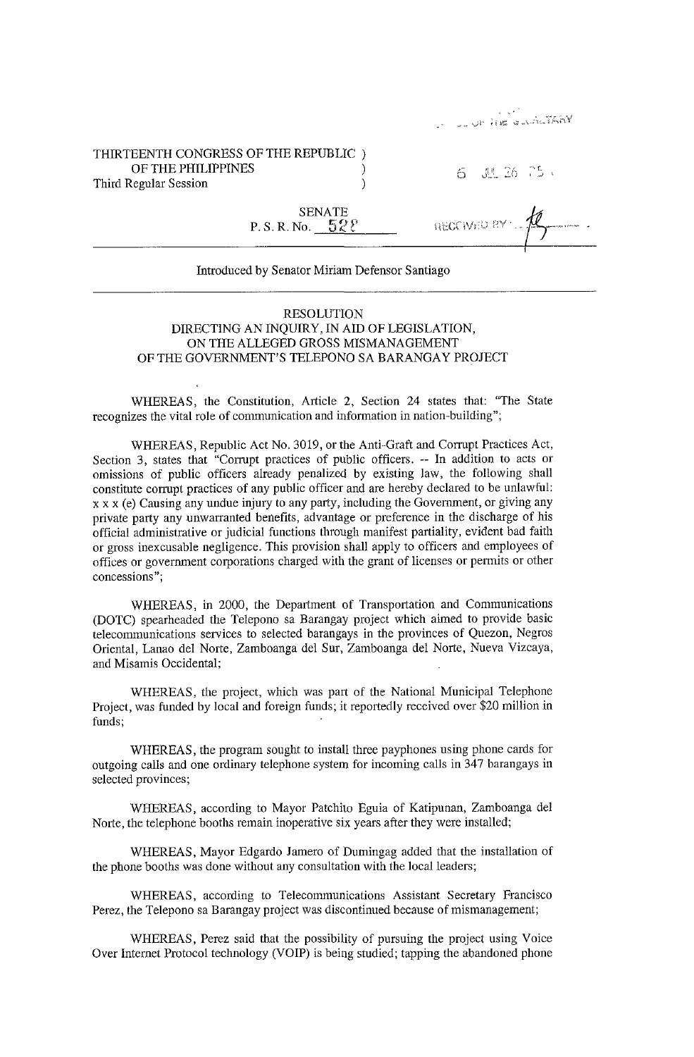THIRTEENTH CONGRESS OF THE REPUBLIC )
OF THE PHILIPPINES )
Third Regular Session )

SENATE
P. S. R. No. 528

Introduced by Senator Miriam Defensor Santiago

---

## RESOLUTION
## DIRECTING AN INQUIRY, IN AID OF LEGISLATION, ON THE ALLEGED GROSS MISMANAGEMENT OF THE GOVERNMENT'S TELEPONO SA BARANGAY PROJECT

WHEREAS, the Constitution, Article 2, Section 24 states that: "The State recognizes the vital role of communication and information in nation-building";

WHEREAS, Republic Act No. 3019, or the Anti-Graft and Corrupt Practices Act, Section 3, states that "Corrupt practices of public officers. -- In addition to acts or omissions of public officers already penalized by existing law, the following shall constitute corrupt practices of any public officer and are hereby declared to be unlawful: x x x (e) Causing any undue injury to any party, including the Government, or giving any private party any unwarranted benefits, advantage or preference in the discharge of his official administrative or judicial functions through manifest partiality, evident bad faith or gross inexcusable negligence. This provision shall apply to officers and employees of offices or government corporations charged with the grant of licenses or permits or other concessions";

WHEREAS, in 2000, the Department of Transportation and Communications (DOTC) spearheaded the Telepono sa Barangay project which aimed to provide basic telecommunications services to selected barangays in the provinces of Quezon, Negros Oriental, Lanao del Norte, Zamboanga del Sur, Zamboanga del Norte, Nueva Vizcaya, and Misamis Occidental;

WHEREAS, the project, which was part of the National Municipal Telephone Project, was funded by local and foreign funds; it reportedly received over $20 million in funds;

WHEREAS, the program sought to install three payphones using phone cards for outgoing calls and one ordinary telephone system for incoming calls in 347 barangays in selected provinces;

WHEREAS, according to Mayor Patchito Eguia of Katipunan, Zamboanga del Norte, the telephone booths remain inoperative six years after they were installed;

WHEREAS, Mayor Edgardo Jamero of Dumingag added that the installation of the phone booths was done without any consultation with the local leaders;

WHEREAS, according to Telecommunications Assistant Secretary Francisco Perez, the Telepono sa Barangay project was discontinued because of mismanagement;

WHEREAS, Perez said that the possibility of pursuing the project using Voice Over Internet Protocol technology (VOIP) is being studied; tapping the abandoned phone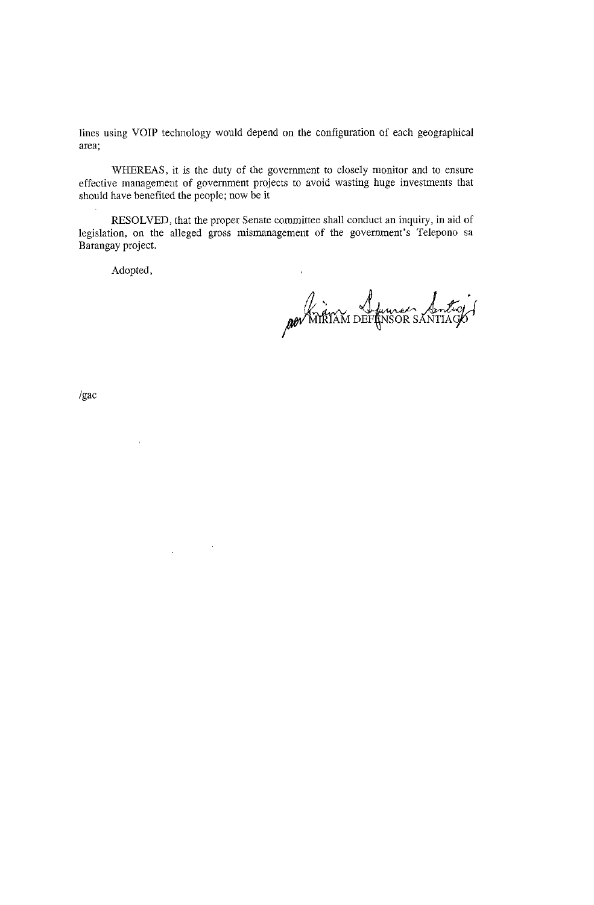lines using VOIP technology would depend on the configuration of each geographical area;

WHEREAS, it is the duty of the government to closely monitor and to ensure effective management of government projects to avoid wasting huge investments that should have benefited the people; now be it

RESOLVED, that the proper Senate committee shall conduct an inquiry, in aid of legislation, on the alleged gross mismanagement of the government's Telepono sa Barangay project.

Adopted,

MIRIAM DEFENSOR SANTIAGO

/gac